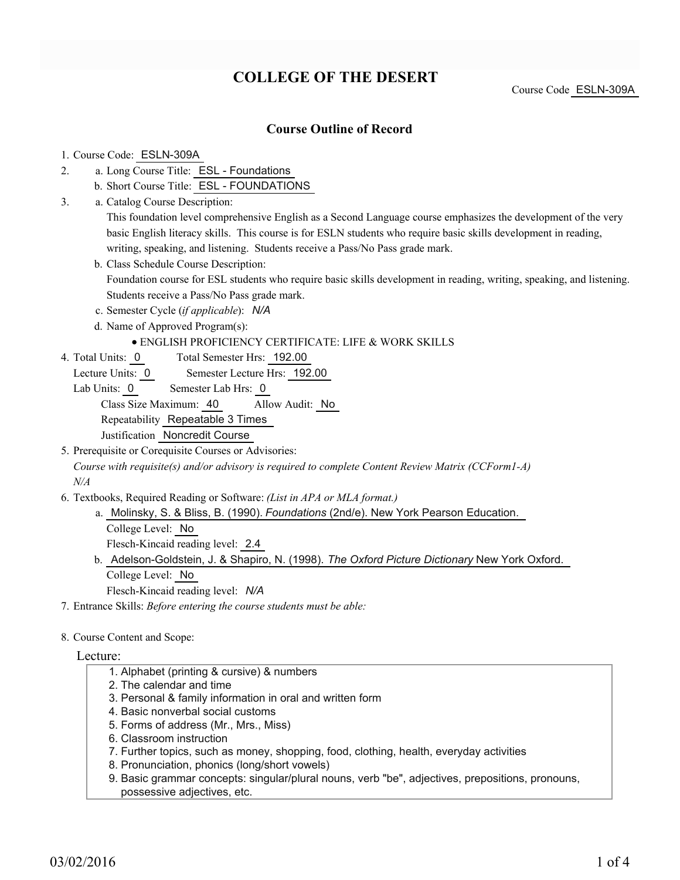# COLLEGE OF THE DESERT

Course Code ESLN-309A

## Course Outline of Record

1. Course Code: ESLN-309A
2. a. Long Course Title: ESL - Foundations
   b. Short Course Title: ESL - FOUNDATIONS
3. a. Catalog Course Description:
   This foundation level comprehensive English as a Second Language course emphasizes the development of the very basic English literacy skills. This course is for ESLN students who require basic skills development in reading, writing, speaking, and listening. Students receive a Pass/No Pass grade mark.
   b. Class Schedule Course Description:
   Foundation course for ESL students who require basic skills development in reading, writing, speaking, and listening. Students receive a Pass/No Pass grade mark.
   c. Semester Cycle (*if applicable*): *N/A*
   d. Name of Approved Program(s):
      - ENGLISH PROFICIENCY CERTIFICATE: LIFE & WORK SKILLS
4. Total Units: 0 Total Semester Hrs: 192.00
   Lecture Units: 0 Semester Lecture Hrs: 192.00
   Lab Units: 0 Semester Lab Hrs: 0
   Class Size Maximum: 40 Allow Audit: No
   Repeatability Repeatable 3 Times
   Justification Noncredit Course
5. Prerequisite or Corequisite Courses or Advisories:
   *Course with requisite(s) and/or advisory is required to complete Content Review Matrix (CCForm1-A)*
   *N/A*
6. Textbooks, Required Reading or Software: *(List in APA or MLA format.)*
   a. Molinsky, S. & Bliss, B. (1990). *Foundations* (2nd/e). New York Pearson Education.
      College Level: No
      Flesch-Kincaid reading level: 2.4
   b. Adelson-Goldstein, J. & Shapiro, N. (1998). *The Oxford Picture Dictionary* New York Oxford.
      College Level: No
      Flesch-Kincaid reading level: *N/A*
7. Entrance Skills: *Before entering the course students must be able:*

8. Course Content and Scope:

Lecture:

1. Alphabet (printing & cursive) & numbers
2. The calendar and time
3. Personal & family information in oral and written form
4. Basic nonverbal social customs
5. Forms of address (Mr., Mrs., Miss)
6. Classroom instruction
7. Further topics, such as money, shopping, food, clothing, health, everyday activities
8. Pronunciation, phonics (long/short vowels)
9. Basic grammar concepts: singular/plural nouns, verb "be", adjectives, prepositions, pronouns, possessive adjectives, etc.

03/02/2016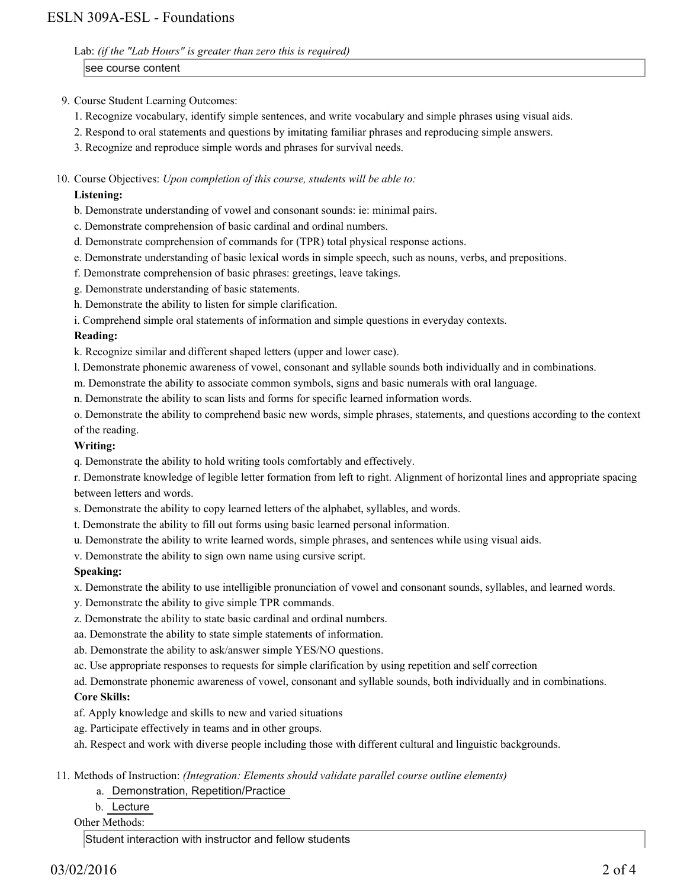Lab: *(if the "Lab Hours" is greater than zero this is required)*

see course content

9. Course Student Learning Outcomes:

   1. Recognize vocabulary, identify simple sentences, and write vocabulary and simple phrases using visual aids.
   2. Respond to oral statements and questions by imitating familiar phrases and reproducing simple answers.
   3. Recognize and reproduce simple words and phrases for survival needs.

10. Course Objectives: *Upon completion of this course, students will be able to:*

    **Listening:**

    b. Demonstrate understanding of vowel and consonant sounds: ie: minimal pairs.

    c. Demonstrate comprehension of basic cardinal and ordinal numbers.

    d. Demonstrate comprehension of commands for (TPR) total physical response actions.

    e. Demonstrate understanding of basic lexical words in simple speech, such as nouns, verbs, and prepositions.

    f. Demonstrate comprehension of basic phrases: greetings, leave takings.

    g. Demonstrate understanding of basic statements.

    h. Demonstrate the ability to listen for simple clarification.

    i. Comprehend simple oral statements of information and simple questions in everyday contexts.

    **Reading:**

    k. Recognize similar and different shaped letters (upper and lower case).

    l. Demonstrate phonemic awareness of vowel, consonant and syllable sounds both individually and in combinations.

    m. Demonstrate the ability to associate common symbols, signs and basic numerals with oral language.

    n. Demonstrate the ability to scan lists and forms for specific learned information words.

    o. Demonstrate the ability to comprehend basic new words, simple phrases, statements, and questions according to the context of the reading.

    **Writing:**

    q. Demonstrate the ability to hold writing tools comfortably and effectively.

    r. Demonstrate knowledge of legible letter formation from left to right. Alignment of horizontal lines and appropriate spacing between letters and words.

    s. Demonstrate the ability to copy learned letters of the alphabet, syllables, and words.

    t. Demonstrate the ability to fill out forms using basic learned personal information.

    u. Demonstrate the ability to write learned words, simple phrases, and sentences while using visual aids.

    v. Demonstrate the ability to sign own name using cursive script.

    **Speaking:**

    x. Demonstrate the ability to use intelligible pronunciation of vowel and consonant sounds, syllables, and learned words.

    y. Demonstrate the ability to give simple TPR commands.

    z. Demonstrate the ability to state basic cardinal and ordinal numbers.

    aa. Demonstrate the ability to state simple statements of information.

    ab. Demonstrate the ability to ask/answer simple YES/NO questions.

    ac. Use appropriate responses to requests for simple clarification by using repetition and self correction

    ad. Demonstrate phonemic awareness of vowel, consonant and syllable sounds, both individually and in combinations.

    **Core Skills:**

    af. Apply knowledge and skills to new and varied situations

    ag. Participate effectively in teams and in other groups.

    ah. Respect and work with diverse people including those with different cultural and linguistic backgrounds.

11. Methods of Instruction: *(Integration: Elements should validate parallel course outline elements)*

    a. Demonstration, Repetition/Practice

    b. Lecture

    Other Methods:

    Student interaction with instructor and fellow students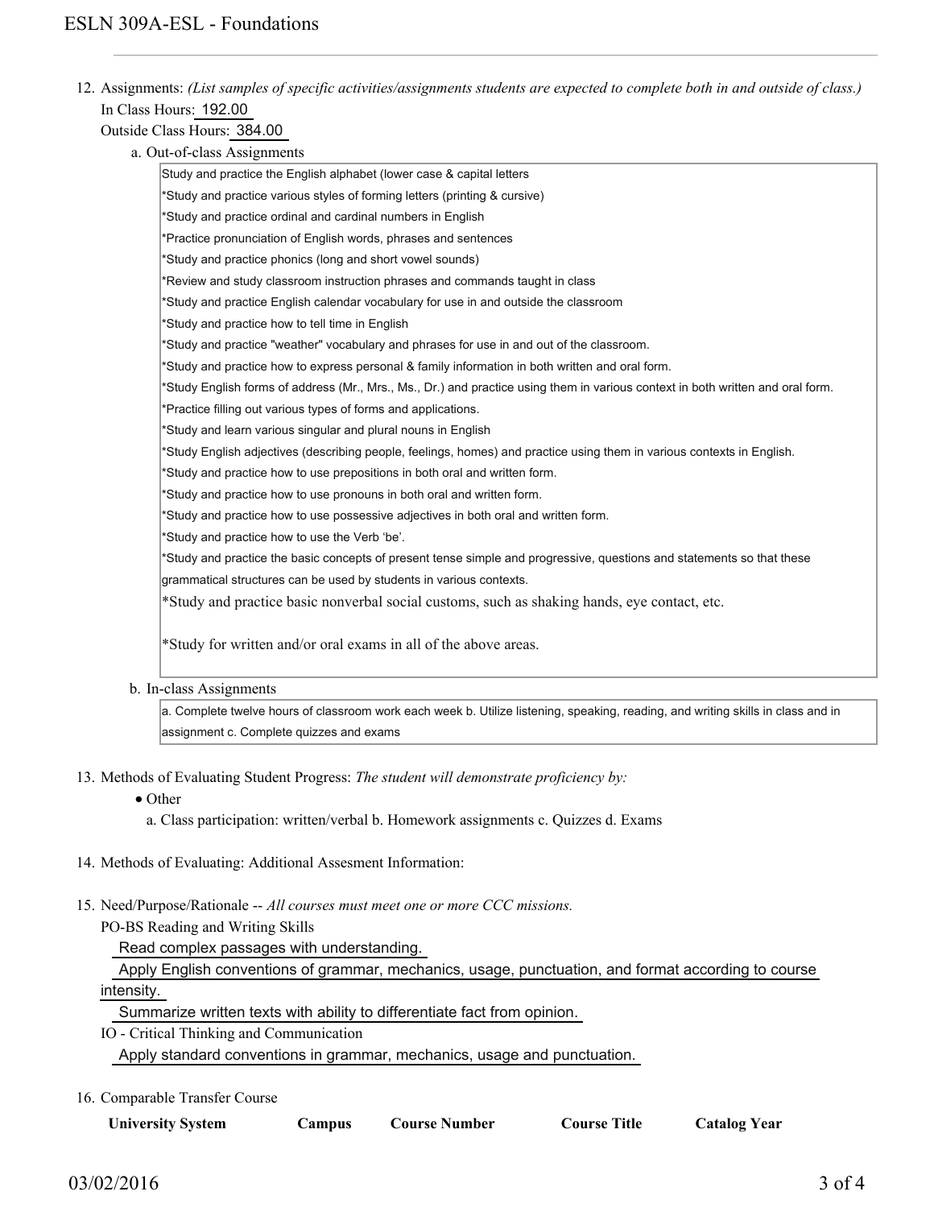12. Assignments: *(List samples of specific activities/assignments students are expected to complete both in and outside of class.)*
    In Class Hours: 192.00
    Outside Class Hours: 384.00

    a. Out-of-class Assignments

    Study and practice the English alphabet (lower case & capital letters
    *Study and practice various styles of forming letters (printing & cursive)
    *Study and practice ordinal and cardinal numbers in English
    *Practice pronunciation of English words, phrases and sentences
    *Study and practice phonics (long and short vowel sounds)
    *Review and study classroom instruction phrases and commands taught in class
    *Study and practice English calendar vocabulary for use in and outside the classroom
    *Study and practice how to tell time in English
    *Study and practice "weather" vocabulary and phrases for use in and out of the classroom.
    *Study and practice how to express personal & family information in both written and oral form.
    *Study English forms of address (Mr., Mrs., Ms., Dr.) and practice using them in various context in both written and oral form.
    *Practice filling out various types of forms and applications.
    *Study and learn various singular and plural nouns in English
    *Study English adjectives (describing people, feelings, homes) and practice using them in various contexts in English.
    *Study and practice how to use prepositions in both oral and written form.
    *Study and practice how to use pronouns in both oral and written form.
    *Study and practice how to use possessive adjectives in both oral and written form.
    *Study and practice how to use the Verb 'be'.
    *Study and practice the basic concepts of present tense simple and progressive, questions and statements so that these grammatical structures can be used by students in various contexts.
    *Study and practice basic nonverbal social customs, such as shaking hands, eye contact, etc.

    *Study for written and/or oral exams in all of the above areas.

    b. In-class Assignments

    a. Complete twelve hours of classroom work each week b. Utilize listening, speaking, reading, and writing skills in class and in assignment c. Complete quizzes and exams

13. Methods of Evaluating Student Progress: *The student will demonstrate proficiency by:*
    - Other

    a. Class participation: written/verbal b. Homework assignments c. Quizzes d. Exams

14. Methods of Evaluating: Additional Assesment Information:

15. Need/Purpose/Rationale -- *All courses must meet one or more CCC missions.*
    PO-BS Reading and Writing Skills
    Read complex passages with understanding.
    Apply English conventions of grammar, mechanics, usage, punctuation, and format according to course intensity.
    Summarize written texts with ability to differentiate fact from opinion.
    IO - Critical Thinking and Communication
    Apply standard conventions in grammar, mechanics, usage and punctuation.

16. Comparable Transfer Course

| University System | Campus | Course Number | Course Title | Catalog Year |
| --- | --- | --- | --- | --- |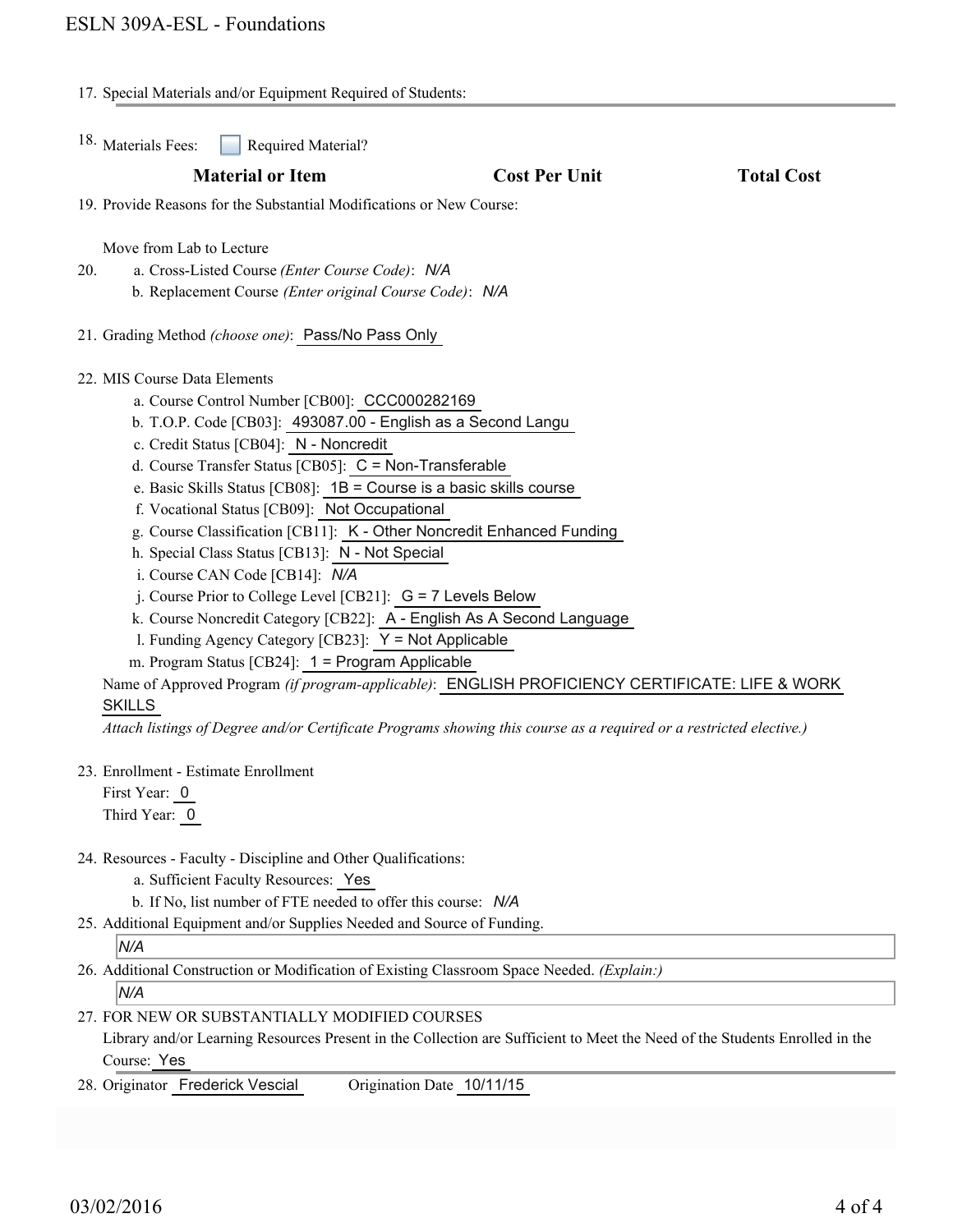17. Special Materials and/or Equipment Required of Students:

18. Materials Fees: ☐ Required Material?

| Material or Item | Cost Per Unit | Total Cost |
|---|---|---|

19. Provide Reasons for the Substantial Modifications or New Course:

    Move from Lab to Lecture

20. a. Cross-Listed Course *(Enter Course Code)*: *N/A*
    b. Replacement Course *(Enter original Course Code)*: *N/A*

21. Grading Method *(choose one)*: Pass/No Pass Only

22. MIS Course Data Elements
    a. Course Control Number [CB00]: CCC000282169
    b. T.O.P. Code [CB03]: 493087.00 - English as a Second Langu
    c. Credit Status [CB04]: N - Noncredit
    d. Course Transfer Status [CB05]: C = Non-Transferable
    e. Basic Skills Status [CB08]: 1B = Course is a basic skills course
    f. Vocational Status [CB09]: Not Occupational
    g. Course Classification [CB11]: K - Other Noncredit Enhanced Funding
    h. Special Class Status [CB13]: N - Not Special
    i. Course CAN Code [CB14]: *N/A*
    j. Course Prior to College Level [CB21]: G = 7 Levels Below
    k. Course Noncredit Category [CB22]: A - English As A Second Language
    l. Funding Agency Category [CB23]: Y = Not Applicable
    m. Program Status [CB24]: 1 = Program Applicable

    Name of Approved Program *(if program-applicable)*: ENGLISH PROFICIENCY CERTIFICATE: LIFE & WORK SKILLS

    *Attach listings of Degree and/or Certificate Programs showing this course as a required or a restricted elective.)*

23. Enrollment - Estimate Enrollment
    First Year: 0
    Third Year: 0

24. Resources - Faculty - Discipline and Other Qualifications:
    a. Sufficient Faculty Resources: Yes
    b. If No, list number of FTE needed to offer this course: *N/A*

25. Additional Equipment and/or Supplies Needed and Source of Funding.
    *N/A*

26. Additional Construction or Modification of Existing Classroom Space Needed. *(Explain:)*
    *N/A*

27. FOR NEW OR SUBSTANTIALLY MODIFIED COURSES
    Library and/or Learning Resources Present in the Collection are Sufficient to Meet the Need of the Students Enrolled in the Course: Yes

28. Originator Frederick Vescial    Origination Date 10/11/15